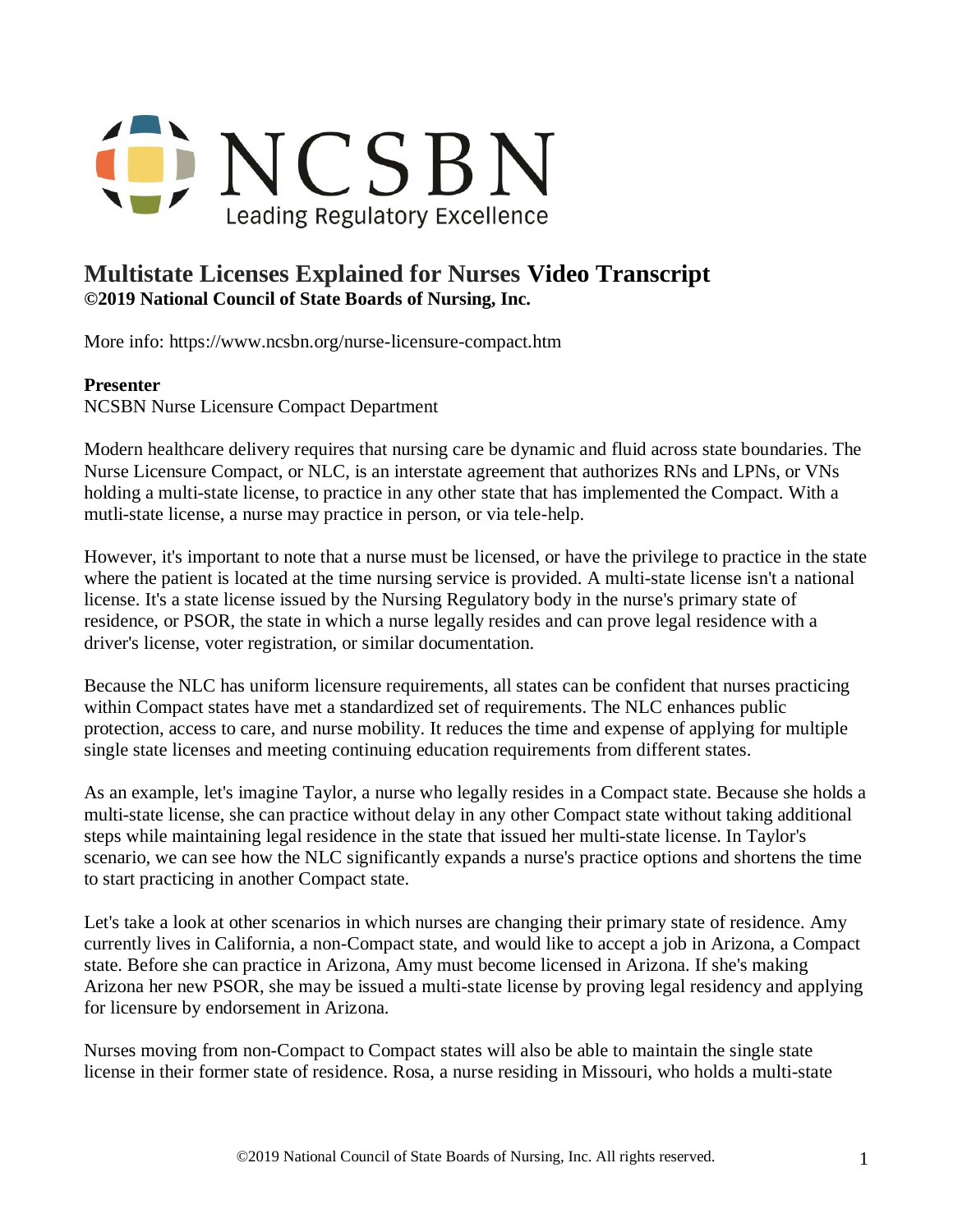NCSBN

Leading Regulatory Excellence

# Multistate Licenses Explained for Nurses Video Transcript

**©2019 National Council of State Boards of Nursing, Inc.**

More info: https://www.ncsbn.org/nurse-licensure-compact.htm

**Presenter**

NCSBN Nurse Licensure Compact Department

Modern healthcare delivery requires that nursing care be dynamic and fluid across state boundaries. The Nurse Licensure Compact, or NLC, is an interstate agreement that authorizes RNs and LPNs, or VNs holding a multi-state license, to practice in any other state that has implemented the Compact. With a mutli-state license, a nurse may practice in person, or via tele-help.

However, it's important to note that a nurse must be licensed, or have the privilege to practice in the state where the patient is located at the time nursing service is provided. A multi-state license isn't a national license. It's a state license issued by the Nursing Regulatory body in the nurse's primary state of residence, or PSOR, the state in which a nurse legally resides and can prove legal residence with a driver's license, voter registration, or similar documentation.

Because the NLC has uniform licensure requirements, all states can be confident that nurses practicing within Compact states have met a standardized set of requirements. The NLC enhances public protection, access to care, and nurse mobility. It reduces the time and expense of applying for multiple single state licenses and meeting continuing education requirements from different states.

As an example, let's imagine Taylor, a nurse who legally resides in a Compact state. Because she holds a multi-state license, she can practice without delay in any other Compact state without taking additional steps while maintaining legal residence in the state that issued her multi-state license. In Taylor's scenario, we can see how the NLC significantly expands a nurse's practice options and shortens the time to start practicing in another Compact state.

Let's take a look at other scenarios in which nurses are changing their primary state of residence. Amy currently lives in California, a non-Compact state, and would like to accept a job in Arizona, a Compact state. Before she can practice in Arizona, Amy must become licensed in Arizona. If she's making Arizona her new PSOR, she may be issued a multi-state license by proving legal residency and applying for licensure by endorsement in Arizona.

Nurses moving from non-Compact to Compact states will also be able to maintain the single state license in their former state of residence. Rosa, a nurse residing in Missouri, who holds a multi-state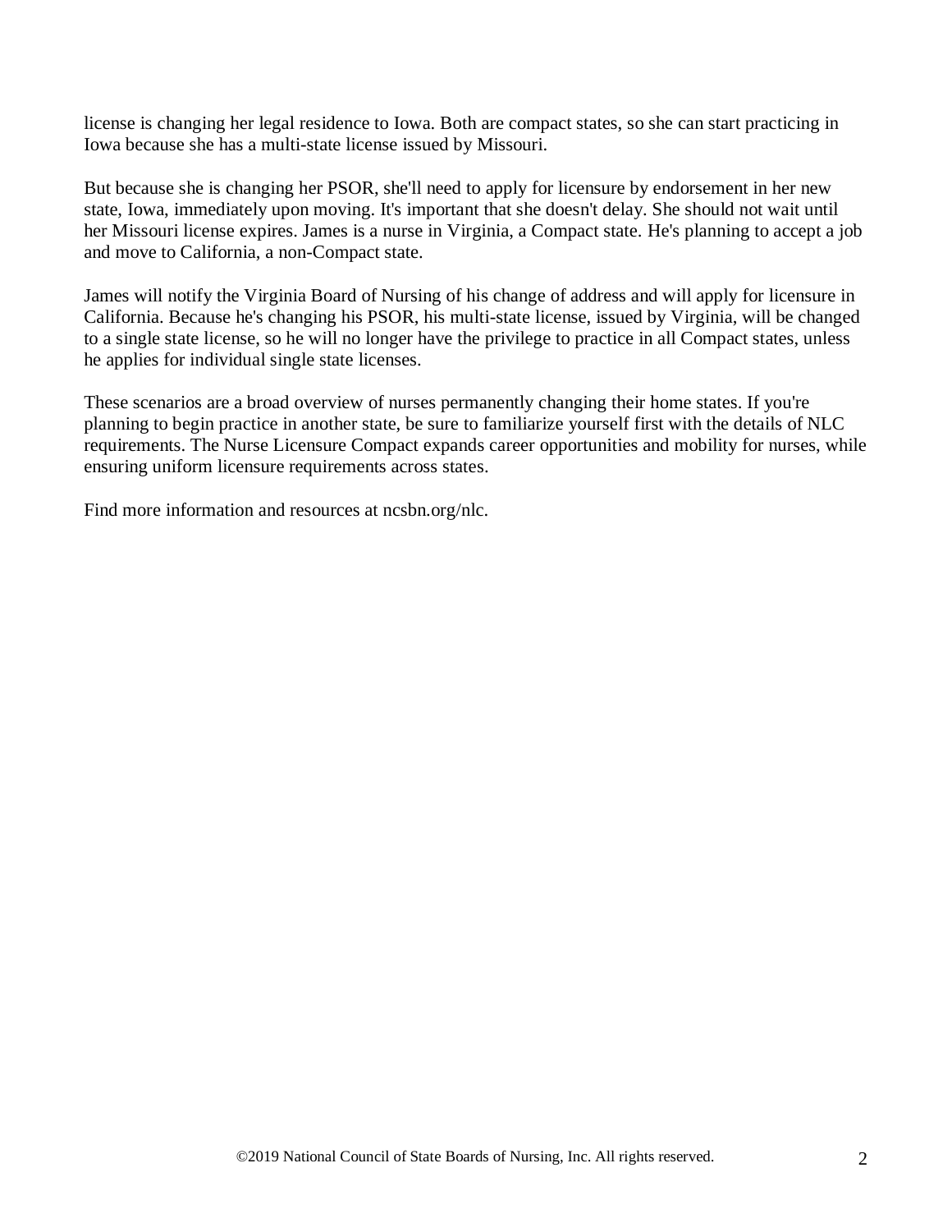license is changing her legal residence to Iowa. Both are compact states, so she can start practicing in Iowa because she has a multi-state license issued by Missouri.

But because she is changing her PSOR, she'll need to apply for licensure by endorsement in her new state, Iowa, immediately upon moving. It's important that she doesn't delay. She should not wait until her Missouri license expires. James is a nurse in Virginia, a Compact state. He's planning to accept a job and move to California, a non-Compact state.

James will notify the Virginia Board of Nursing of his change of address and will apply for licensure in California. Because he's changing his PSOR, his multi-state license, issued by Virginia, will be changed to a single state license, so he will no longer have the privilege to practice in all Compact states, unless he applies for individual single state licenses.

These scenarios are a broad overview of nurses permanently changing their home states. If you're planning to begin practice in another state, be sure to familiarize yourself first with the details of NLC requirements. The Nurse Licensure Compact expands career opportunities and mobility for nurses, while ensuring uniform licensure requirements across states.

Find more information and resources at ncsbn.org/nlc.

©2019 National Council of State Boards of Nursing, Inc. All rights reserved.